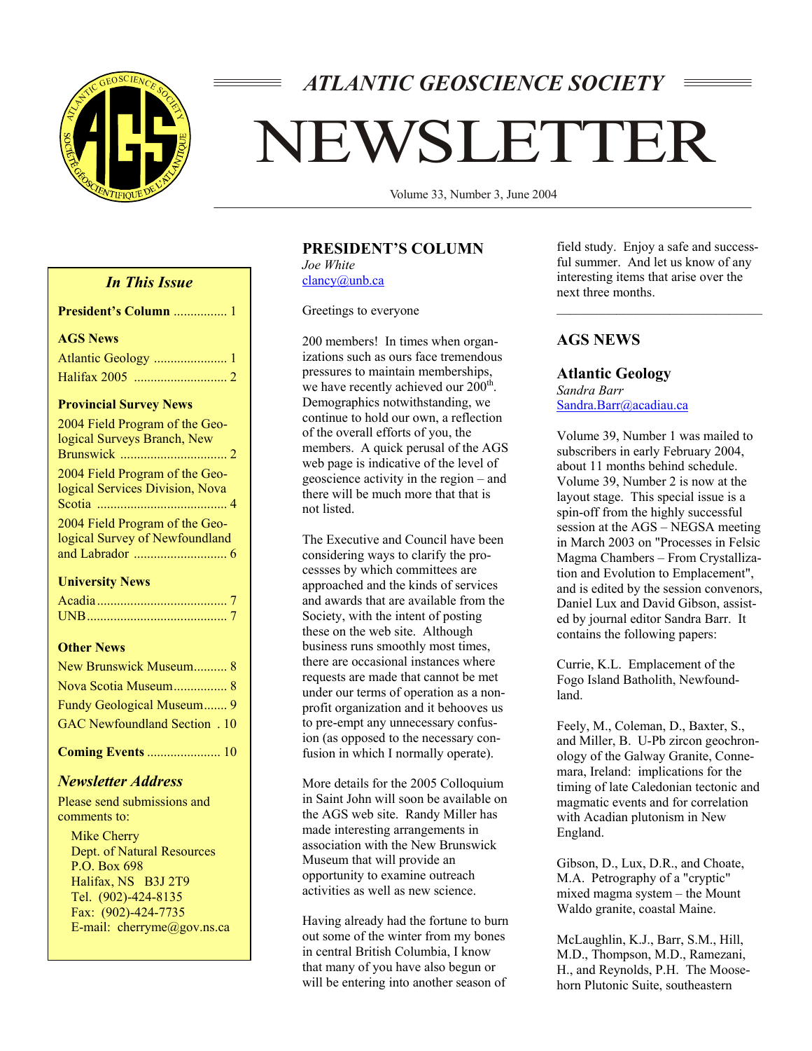# ATLANTIC GEOSCIENCE SOCIETY

# NEWSLETTER

Volume 33, Number 3, June 2004

### *In This Issue*

**President's Column** ................ 1

**AGS News**

Atlantic Geology ...................... 1
Halifax 2005 ............................ 2

**Provincial Survey News**

2004 Field Program of the Geological Surveys Branch, New Brunswick ................................ 2
2004 Field Program of the Geological Services Division, Nova Scotia ....................................... 4
2004 Field Program of the Geological Survey of Newfoundland and Labrador ............................ 6

**University News**

Acadia ....................................... 7
UNB .......................................... 7

**Other News**

New Brunswick Museum.......... 8
Nova Scotia Museum................ 8
Fundy Geological Museum....... 9
GAC Newfoundland Section . 10

**Coming Events** ...................... 10

### *Newsletter Address*

Please send submissions and comments to:

Mike Cherry
Dept. of Natural Resources
P.O. Box 698
Halifax, NS B3J 2T9
Tel. (902)-424-8135
Fax: (902)-424-7735
E-mail: cherryme@gov.ns.ca

## PRESIDENT'S COLUMN

*Joe White*
clancy@unb.ca

Greetings to everyone

200 members! In times when organizations such as ours face tremendous pressures to maintain memberships, we have recently achieved our 200th. Demographics notwithstanding, we continue to hold our own, a reflection of the overall efforts of you, the members. A quick perusal of the AGS web page is indicative of the level of geoscience activity in the region – and there will be much more that that is not listed.

The Executive and Council have been considering ways to clarify the processses by which committees are approached and the kinds of services and awards that are available from the Society, with the intent of posting these on the web site. Although business runs smoothly most times, there are occasional instances where requests are made that cannot be met under our terms of operation as a non-profit organization and it behooves us to pre-empt any unnecessary confusion (as opposed to the necessary confusion in which I normally operate).

More details for the 2005 Colloquium in Saint John will soon be available on the AGS web site. Randy Miller has made interesting arrangements in association with the New Brunswick Museum that will provide an opportunity to examine outreach activities as well as new science.

Having already had the fortune to burn out some of the winter from my bones in central British Columbia, I know that many of you have also begun or will be entering into another season of field study. Enjoy a safe and successful summer. And let us know of any interesting items that arise over the next three months.

## AGS NEWS

### Atlantic Geology

*Sandra Barr*
Sandra.Barr@acadiau.ca

Volume 39, Number 1 was mailed to subscribers in early February 2004, about 11 months behind schedule. Volume 39, Number 2 is now at the layout stage. This special issue is a spin-off from the highly successful session at the AGS – NEGSA meeting in March 2003 on "Processes in Felsic Magma Chambers – From Crystallization and Evolution to Emplacement", and is edited by the session convenors, Daniel Lux and David Gibson, assisted by journal editor Sandra Barr. It contains the following papers:

Currie, K.L. Emplacement of the Fogo Island Batholith, Newfoundland.

Feely, M., Coleman, D., Baxter, S., and Miller, B. U-Pb zircon geochronology of the Galway Granite, Connemara, Ireland: implications for the timing of late Caledonian tectonic and magmatic events and for correlation with Acadian plutonism in New England.

Gibson, D., Lux, D.R., and Choate, M.A. Petrography of a "cryptic" mixed magma system – the Mount Waldo granite, coastal Maine.

McLaughlin, K.J., Barr, S.M., Hill, M.D., Thompson, M.D., Ramezani, H., and Reynolds, P.H. The Moosehorn Plutonic Suite, southeastern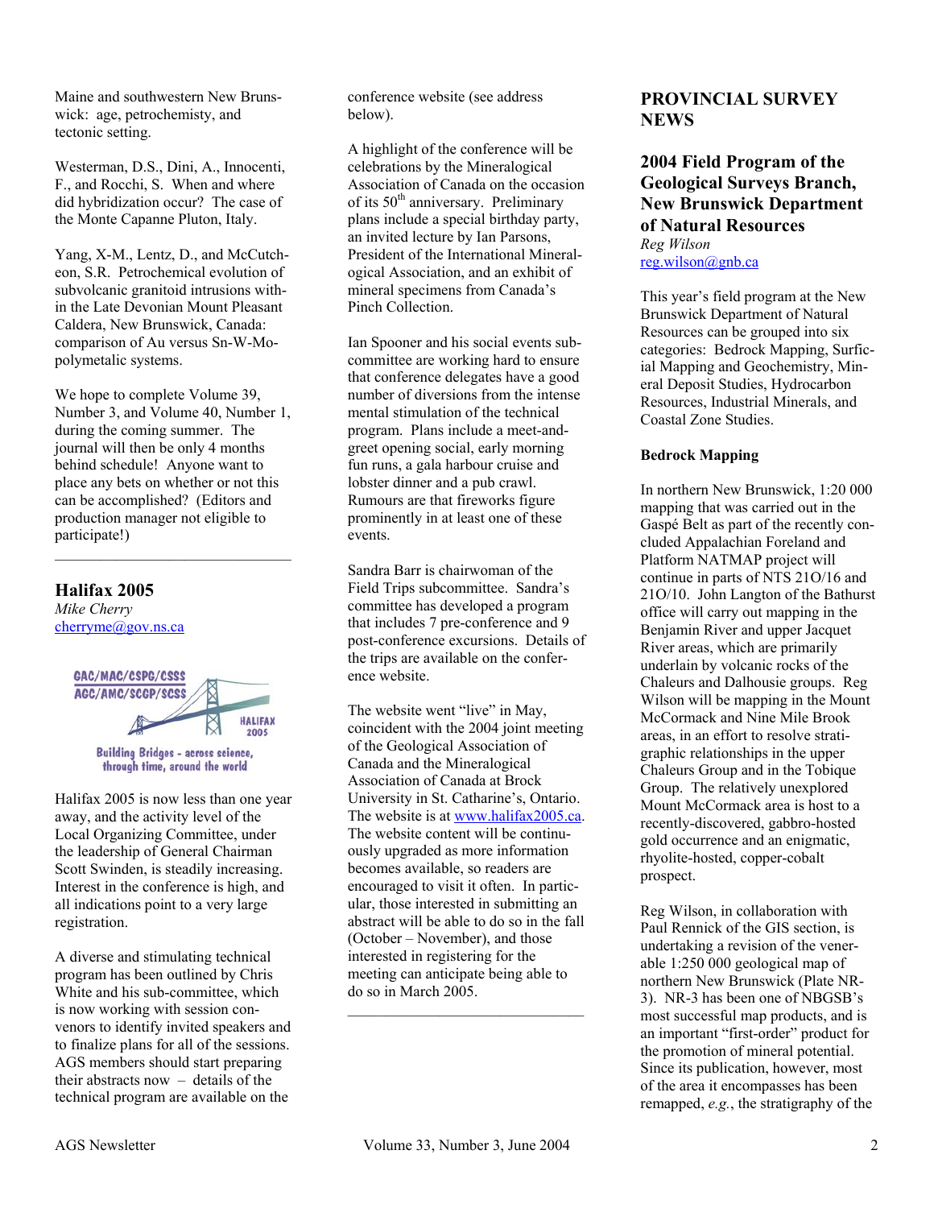Maine and southwestern New Brunswick: age, petrochemistry, and tectonic setting.

Westerman, D.S., Dini, A., Innocenti, F., and Rocchi, S. When and where did hybridization occur? The case of the Monte Capanne Pluton, Italy.

Yang, X-M., Lentz, D., and McCutcheon, S.R. Petrochemical evolution of subvolcanic granitoid intrusions within the Late Devonian Mount Pleasant Caldera, New Brunswick, Canada: comparison of Au versus Sn-W-Mo-polymetalic systems.

We hope to complete Volume 39, Number 3, and Volume 40, Number 1, during the coming summer. The journal will then be only 4 months behind schedule! Anyone want to place any bets on whether or not this can be accomplished? (Editors and production manager not eligible to participate!)

---

## Halifax 2005

*Mike Cherry*
cherryme@gov.ns.ca

Halifax 2005 is now less than one year away, and the activity level of the Local Organizing Committee, under the leadership of General Chairman Scott Swinden, is steadily increasing. Interest in the conference is high, and all indications point to a very large registration.

A diverse and stimulating technical program has been outlined by Chris White and his sub-committee, which is now working with session convenors to identify invited speakers and to finalize plans for all of the sessions. AGS members should start preparing their abstracts now – details of the technical program are available on the conference website (see address below).

A highlight of the conference will be celebrations by the Mineralogical Association of Canada on the occasion of its 50th anniversary. Preliminary plans include a special birthday party, an invited lecture by Ian Parsons, President of the International Mineralogical Association, and an exhibit of mineral specimens from Canada's Pinch Collection.

Ian Spooner and his social events subcommittee are working hard to ensure that conference delegates have a good number of diversions from the intense mental stimulation of the technical program. Plans include a meet-and-greet opening social, early morning fun runs, a gala harbour cruise and lobster dinner and a pub crawl. Rumours are that fireworks figure prominently in at least one of these events.

Sandra Barr is chairwoman of the Field Trips subcommittee. Sandra's committee has developed a program that includes 7 pre-conference and 9 post-conference excursions. Details of the trips are available on the conference website.

The website went "live" in May, coincident with the 2004 joint meeting of the Geological Association of Canada and the Mineralogical Association of Canada at Brock University in St. Catharine's, Ontario. The website is at www.halifax2005.ca. The website content will be continuously upgraded as more information becomes available, so readers are encouraged to visit it often. In particular, those interested in submitting an abstract will be able to do so in the fall (October – November), and those interested in registering for the meeting can anticipate being able to do so in March 2005.

---

# PROVINCIAL SURVEY NEWS

## 2004 Field Program of the Geological Surveys Branch, New Brunswick Department of Natural Resources

*Reg Wilson*
reg.wilson@gnb.ca

This year's field program at the New Brunswick Department of Natural Resources can be grouped into six categories: Bedrock Mapping, Surficial Mapping and Geochemistry, Mineral Deposit Studies, Hydrocarbon Resources, Industrial Minerals, and Coastal Zone Studies.

### Bedrock Mapping

In northern New Brunswick, 1:20 000 mapping that was carried out in the Gaspé Belt as part of the recently concluded Appalachian Foreland and Platform NATMAP project will continue in parts of NTS 21O/16 and 21O/10. John Langton of the Bathurst office will carry out mapping in the Benjamin River and upper Jacquet River areas, which are primarily underlain by volcanic rocks of the Chaleurs and Dalhousie groups. Reg Wilson will be mapping in the Mount McCormack and Nine Mile Brook areas, in an effort to resolve stratigraphic relationships in the upper Chaleurs Group and in the Tobique Group. The relatively unexplored Mount McCormack area is host to a recently-discovered, gabbro-hosted gold occurrence and an enigmatic, rhyolite-hosted, copper-cobalt prospect.

Reg Wilson, in collaboration with Paul Rennick of the GIS section, is undertaking a revision of the venerable 1:250 000 geological map of northern New Brunswick (Plate NR-3). NR-3 has been one of NBGSB's most successful map products, and is an important "first-order" product for the promotion of mineral potential. Since its publication, however, most of the area it encompasses has been remapped, *e.g.*, the stratigraphy of the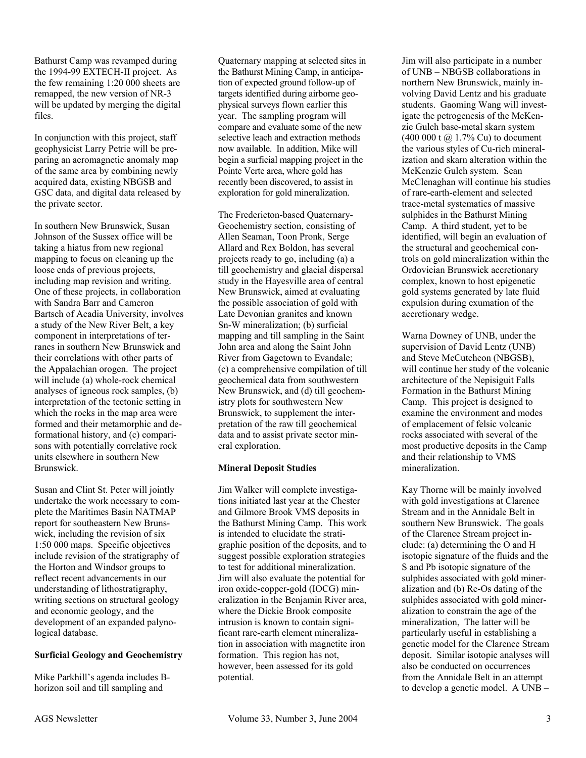Bathurst Camp was revamped during the 1994-99 EXTECH-II project. As the few remaining 1:20 000 sheets are remapped, the new version of NR-3 will be updated by merging the digital files.

In conjunction with this project, staff geophysicist Larry Petrie will be preparing an aeromagnetic anomaly map of the same area by combining newly acquired data, existing NBGSB and GSC data, and digital data released by the private sector.

In southern New Brunswick, Susan Johnson of the Sussex office will be taking a hiatus from new regional mapping to focus on cleaning up the loose ends of previous projects, including map revision and writing. One of these projects, in collaboration with Sandra Barr and Cameron Bartsch of Acadia University, involves a study of the New River Belt, a key component in interpretations of terranes in southern New Brunswick and their correlations with other parts of the Appalachian orogen. The project will include (a) whole-rock chemical analyses of igneous rock samples, (b) interpretation of the tectonic setting in which the rocks in the map area were formed and their metamorphic and deformational history, and (c) comparisons with potentially correlative rock units elsewhere in southern New Brunswick.

Susan and Clint St. Peter will jointly undertake the work necessary to complete the Maritimes Basin NATMAP report for southeastern New Brunswick, including the revision of six 1:50 000 maps. Specific objectives include revision of the stratigraphy of the Horton and Windsor groups to reflect recent advancements in our understanding of lithostratigraphy, writing sections on structural geology and economic geology, and the development of an expanded palynological database.

**Surficial Geology and Geochemistry**

Mike Parkhill's agenda includes B-horizon soil and till sampling and Quaternary mapping at selected sites in the Bathurst Mining Camp, in anticipation of expected ground follow-up of targets identified during airborne geophysical surveys flown earlier this year. The sampling program will compare and evaluate some of the new selective leach and extraction methods now available. In addition, Mike will begin a surficial mapping project in the Pointe Verte area, where gold has recently been discovered, to assist in exploration for gold mineralization.

The Fredericton-based Quaternary-Geochemistry section, consisting of Allen Seaman, Toon Pronk, Serge Allard and Rex Boldon, has several projects ready to go, including (a) a till geochemistry and glacial dispersal study in the Hayesville area of central New Brunswick, aimed at evaluating the possible association of gold with Late Devonian granites and known Sn-W mineralization; (b) surficial mapping and till sampling in the Saint John area and along the Saint John River from Gagetown to Evandale; (c) a comprehensive compilation of till geochemical data from southwestern New Brunswick, and (d) till geochemistry plots for southwestern New Brunswick, to supplement the interpretation of the raw till geochemical data and to assist private sector mineral exploration.

**Mineral Deposit Studies**

Jim Walker will complete investigations initiated last year at the Chester and Gilmore Brook VMS deposits in the Bathurst Mining Camp. This work is intended to elucidate the stratigraphic position of the deposits, and to suggest possible exploration strategies to test for additional mineralization. Jim will also evaluate the potential for iron oxide-copper-gold (IOCG) mineralization in the Benjamin River area, where the Dickie Brook composite intrusion is known to contain significant rare-earth element mineralization in association with magnetite iron formation. This region has not, however, been assessed for its gold potential.

Jim will also participate in a number of UNB – NBGSB collaborations in northern New Brunswick, mainly involving David Lentz and his graduate students. Gaoming Wang will investigate the petrogenesis of the McKenzie Gulch base-metal skarn system (400 000 t @ 1.7% Cu) to document the various styles of Cu-rich mineralization and skarn alteration within the McKenzie Gulch system. Sean McClenaghan will continue his studies of rare-earth-element and selected trace-metal systematics of massive sulphides in the Bathurst Mining Camp. A third student, yet to be identified, will begin an evaluation of the structural and geochemical controls on gold mineralization within the Ordovician Brunswick accretionary complex, known to host epigenetic gold systems generated by late fluid expulsion during exumation of the accretionary wedge.

Warna Downey of UNB, under the supervision of David Lentz (UNB) and Steve McCutcheon (NBGSB), will continue her study of the volcanic architecture of the Nepisiguit Falls Formation in the Bathurst Mining Camp. This project is designed to examine the environment and modes of emplacement of felsic volcanic rocks associated with several of the most productive deposits in the Camp and their relationship to VMS mineralization.

Kay Thorne will be mainly involved with gold investigations at Clarence Stream and in the Annidale Belt in southern New Brunswick. The goals of the Clarence Stream project include: (a) determining the O and H isotopic signature of the fluids and the S and Pb isotopic signature of the sulphides associated with gold mineralization and (b) Re-Os dating of the sulphides associated with gold mineralization to constrain the age of the mineralization, The latter will be particularly useful in establishing a genetic model for the Clarence Stream deposit. Similar isotopic analyses will also be conducted on occurrences from the Annidale Belt in an attempt to develop a genetic model. A UNB –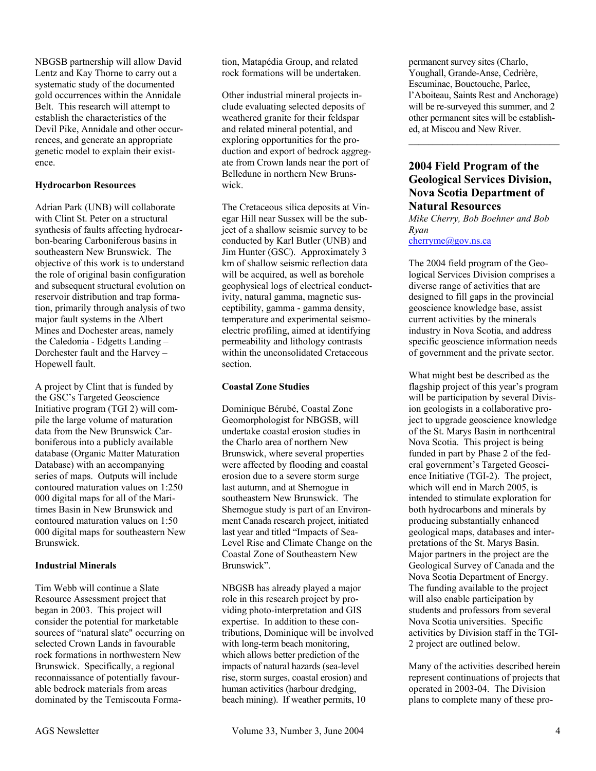NBGSB partnership will allow David Lentz and Kay Thorne to carry out a systematic study of the documented gold occurrences within the Annidale Belt. This research will attempt to establish the characteristics of the Devil Pike, Annidale and other occurrences, and generate an appropriate genetic model to explain their existence.

**Hydrocarbon Resources**

Adrian Park (UNB) will collaborate with Clint St. Peter on a structural synthesis of faults affecting hydrocarbon-bearing Carboniferous basins in southeastern New Brunswick. The objective of this work is to understand the role of original basin configuration and subsequent structural evolution on reservoir distribution and trap formation, primarily through analysis of two major fault systems in the Albert Mines and Dochester areas, namely the Caledonia - Edgetts Landing – Dorchester fault and the Harvey – Hopewell fault.

A project by Clint that is funded by the GSC's Targeted Geoscience Initiative program (TGI 2) will compile the large volume of maturation data from the New Brunswick Carboniferous into a publicly available database (Organic Matter Maturation Database) with an accompanying series of maps. Outputs will include contoured maturation values on 1:250 000 digital maps for all of the Maritimes Basin in New Brunswick and contoured maturation values on 1:50 000 digital maps for southeastern New Brunswick.

**Industrial Minerals**

Tim Webb will continue a Slate Resource Assessment project that began in 2003. This project will consider the potential for marketable sources of "natural slate" occurring on selected Crown Lands in favourable rock formations in northwestern New Brunswick. Specifically, a regional reconnaissance of potentially favourable bedrock materials from areas dominated by the Temiscouta Formation, Matapédia Group, and related rock formations will be undertaken.

Other industrial mineral projects include evaluating selected deposits of weathered granite for their feldspar and related mineral potential, and exploring opportunities for the production and export of bedrock aggregate from Crown lands near the port of Belledune in northern New Brunswick.

The Cretaceous silica deposits at Vinegar Hill near Sussex will be the subject of a shallow seismic survey to be conducted by Karl Butler (UNB) and Jim Hunter (GSC). Approximately 3 km of shallow seismic reflection data will be acquired, as well as borehole geophysical logs of electrical conductivity, natural gamma, magnetic susceptibility, gamma - gamma density, temperature and experimental seismo-electric profiling, aimed at identifying permeability and lithology contrasts within the unconsolidated Cretaceous section.

**Coastal Zone Studies**

Dominique Bérubé, Coastal Zone Geomorphologist for NBGSB, will undertake coastal erosion studies in the Charlo area of northern New Brunswick, where several properties were affected by flooding and coastal erosion due to a severe storm surge last autumn, and at Shemogue in southeastern New Brunswick. The Shemogue study is part of an Environment Canada research project, initiated last year and titled "Impacts of Sea-Level Rise and Climate Change on the Coastal Zone of Southeastern New Brunswick".

NBGSB has already played a major role in this research project by providing photo-interpretation and GIS expertise. In addition to these contributions, Dominique will be involved with long-term beach monitoring, which allows better prediction of the impacts of natural hazards (sea-level rise, storm surges, coastal erosion) and human activities (harbour dredging, beach mining). If weather permits, 10 permanent survey sites (Charlo, Youghall, Grande-Anse, Cedrière, Escuminac, Bouctouche, Parlee, l'Aboiteau, Saints Rest and Anchorage) will be re-surveyed this summer, and 2 other permanent sites will be established, at Miscou and New River.

---

## 2004 Field Program of the Geological Services Division, Nova Scotia Department of Natural Resources

*Mike Cherry, Bob Boehner and Bob Ryan*
cherryme@gov.ns.ca

The 2004 field program of the Geological Services Division comprises a diverse range of activities that are designed to fill gaps in the provincial geoscience knowledge base, assist current activities by the minerals industry in Nova Scotia, and address specific geoscience information needs of government and the private sector.

What might best be described as the flagship project of this year's program will be participation by several Division geologists in a collaborative project to upgrade geoscience knowledge of the St. Marys Basin in northcentral Nova Scotia. This project is being funded in part by Phase 2 of the federal government's Targeted Geoscience Initiative (TGI-2). The project, which will end in March 2005, is intended to stimulate exploration for both hydrocarbons and minerals by producing substantially enhanced geological maps, databases and interpretations of the St. Marys Basin. Major partners in the project are the Geological Survey of Canada and the Nova Scotia Department of Energy. The funding available to the project will also enable participation by students and professors from several Nova Scotia universities. Specific activities by Division staff in the TGI-2 project are outlined below.

Many of the activities described herein represent continuations of projects that operated in 2003-04. The Division plans to complete many of these pro-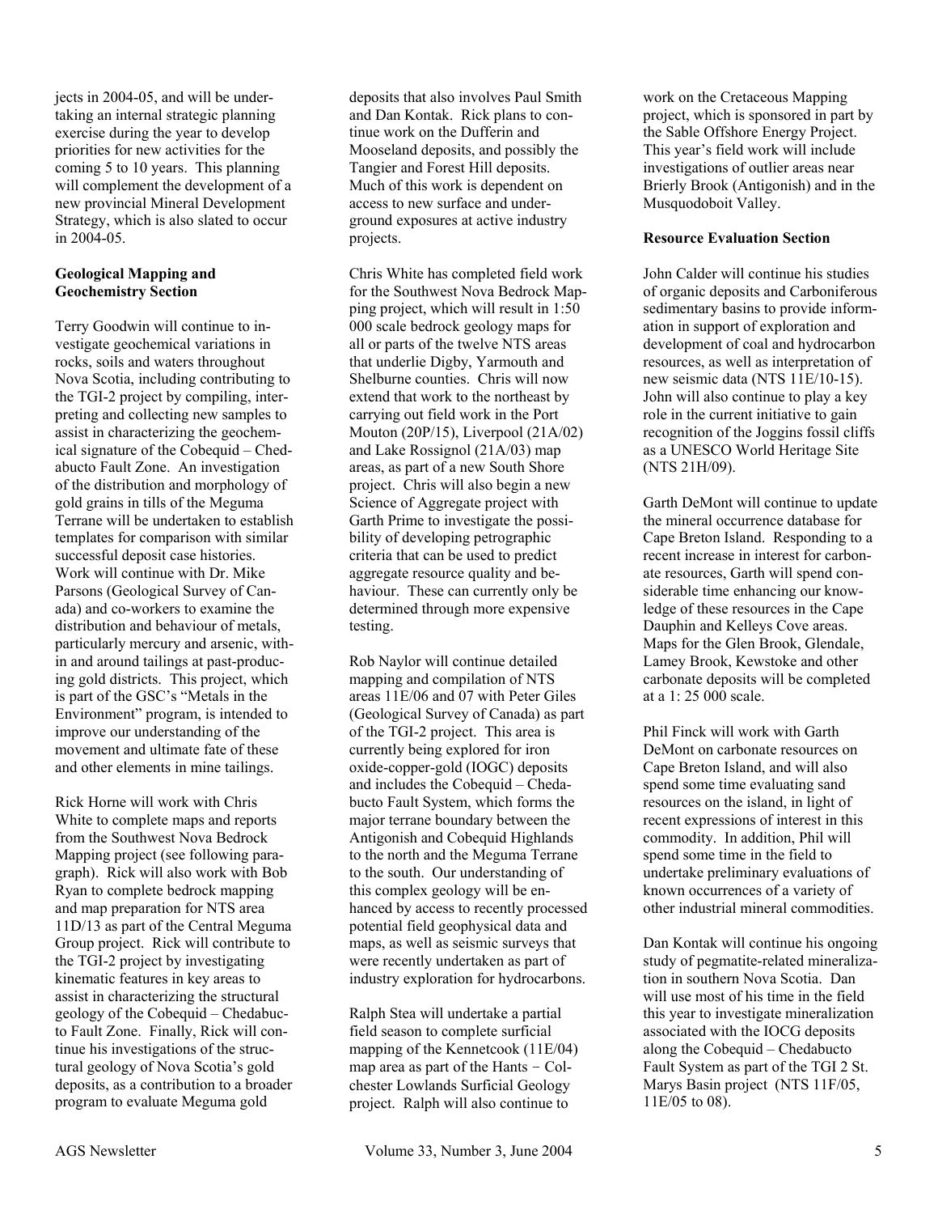jects in 2004-05, and will be undertaking an internal strategic planning exercise during the year to develop priorities for new activities for the coming 5 to 10 years. This planning will complement the development of a new provincial Mineral Development Strategy, which is also slated to occur in 2004-05.

**Geological Mapping and Geochemistry Section**

Terry Goodwin will continue to investigate geochemical variations in rocks, soils and waters throughout Nova Scotia, including contributing to the TGI-2 project by compiling, interpreting and collecting new samples to assist in characterizing the geochemical signature of the Cobequid – Chedabucto Fault Zone. An investigation of the distribution and morphology of gold grains in tills of the Meguma Terrane will be undertaken to establish templates for comparison with similar successful deposit case histories. Work will continue with Dr. Mike Parsons (Geological Survey of Canada) and co-workers to examine the distribution and behaviour of metals, particularly mercury and arsenic, within and around tailings at past-producing gold districts. This project, which is part of the GSC's "Metals in the Environment" program, is intended to improve our understanding of the movement and ultimate fate of these and other elements in mine tailings.

Rick Horne will work with Chris White to complete maps and reports from the Southwest Nova Bedrock Mapping project (see following paragraph). Rick will also work with Bob Ryan to complete bedrock mapping and map preparation for NTS area 11D/13 as part of the Central Meguma Group project. Rick will contribute to the TGI-2 project by investigating kinematic features in key areas to assist in characterizing the structural geology of the Cobequid – Chedabucto Fault Zone. Finally, Rick will continue his investigations of the structural geology of Nova Scotia's gold deposits, as a contribution to a broader program to evaluate Meguma gold deposits that also involves Paul Smith and Dan Kontak. Rick plans to continue work on the Dufferin and Mooseland deposits, and possibly the Tangier and Forest Hill deposits. Much of this work is dependent on access to new surface and underground exposures at active industry projects.

Chris White has completed field work for the Southwest Nova Bedrock Mapping project, which will result in 1:50 000 scale bedrock geology maps for all or parts of the twelve NTS areas that underlie Digby, Yarmouth and Shelburne counties. Chris will now extend that work to the northeast by carrying out field work in the Port Mouton (20P/15), Liverpool (21A/02) and Lake Rossignol (21A/03) map areas, as part of a new South Shore project. Chris will also begin a new Science of Aggregate project with Garth Prime to investigate the possibility of developing petrographic criteria that can be used to predict aggregate resource quality and behaviour. These can currently only be determined through more expensive testing.

Rob Naylor will continue detailed mapping and compilation of NTS areas 11E/06 and 07 with Peter Giles (Geological Survey of Canada) as part of the TGI-2 project. This area is currently being explored for iron oxide-copper-gold (IOGC) deposits and includes the Cobequid – Chedabucto Fault System, which forms the major terrane boundary between the Antigonish and Cobequid Highlands to the north and the Meguma Terrane to the south. Our understanding of this complex geology will be enhanced by access to recently processed potential field geophysical data and maps, as well as seismic surveys that were recently undertaken as part of industry exploration for hydrocarbons.

Ralph Stea will undertake a partial field season to complete surficial mapping of the Kennetcook (11E/04) map area as part of the Hants − Colchester Lowlands Surficial Geology project. Ralph will also continue to work on the Cretaceous Mapping project, which is sponsored in part by the Sable Offshore Energy Project. This year's field work will include investigations of outlier areas near Brierly Brook (Antigonish) and in the Musquodoboit Valley.

**Resource Evaluation Section**

John Calder will continue his studies of organic deposits and Carboniferous sedimentary basins to provide information in support of exploration and development of coal and hydrocarbon resources, as well as interpretation of new seismic data (NTS 11E/10-15). John will also continue to play a key role in the current initiative to gain recognition of the Joggins fossil cliffs as a UNESCO World Heritage Site (NTS 21H/09).

Garth DeMont will continue to update the mineral occurrence database for Cape Breton Island. Responding to a recent increase in interest for carbonate resources, Garth will spend considerable time enhancing our knowledge of these resources in the Cape Dauphin and Kelleys Cove areas. Maps for the Glen Brook, Glendale, Lamey Brook, Kewstoke and other carbonate deposits will be completed at a 1: 25 000 scale.

Phil Finck will work with Garth DeMont on carbonate resources on Cape Breton Island, and will also spend some time evaluating sand resources on the island, in light of recent expressions of interest in this commodity. In addition, Phil will spend some time in the field to undertake preliminary evaluations of known occurrences of a variety of other industrial mineral commodities.

Dan Kontak will continue his ongoing study of pegmatite-related mineralization in southern Nova Scotia. Dan will use most of his time in the field this year to investigate mineralization associated with the IOCG deposits along the Cobequid – Chedabucto Fault System as part of the TGI 2 St. Marys Basin project (NTS 11F/05, 11E/05 to 08).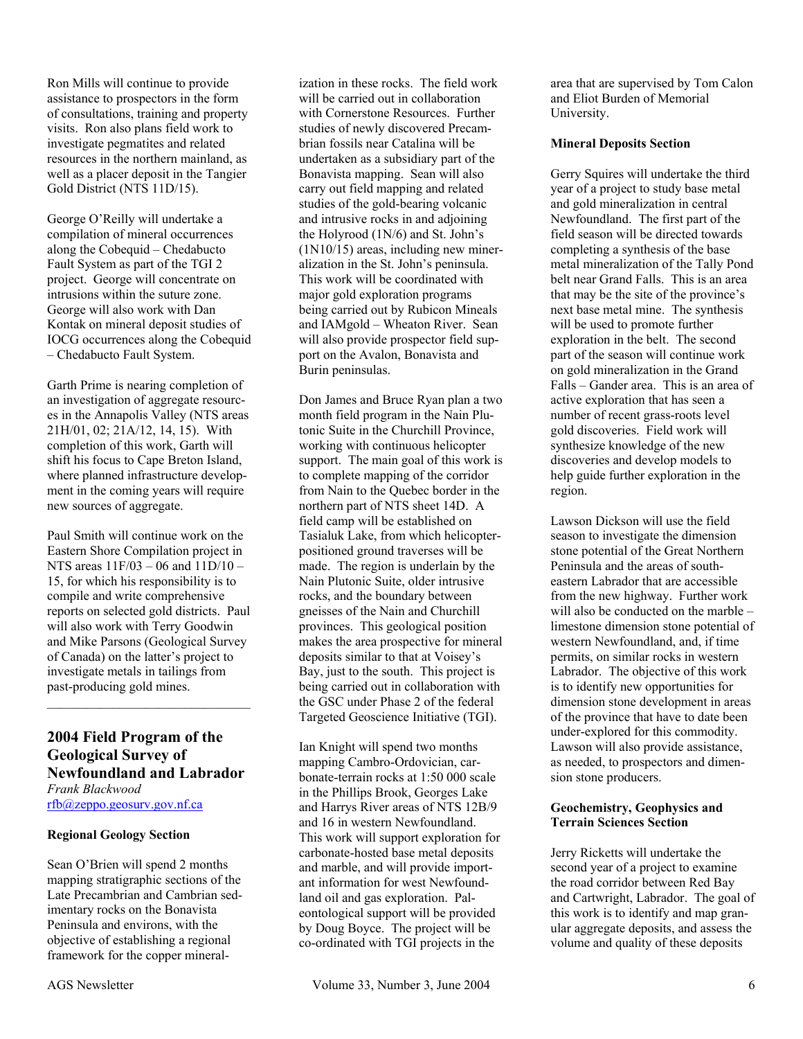Ron Mills will continue to provide assistance to prospectors in the form of consultations, training and property visits. Ron also plans field work to investigate pegmatites and related resources in the northern mainland, as well as a placer deposit in the Tangier Gold District (NTS 11D/15).

George O'Reilly will undertake a compilation of mineral occurrences along the Cobequid – Chedabucto Fault System as part of the TGI 2 project. George will concentrate on intrusions within the suture zone. George will also work with Dan Kontak on mineral deposit studies of IOCG occurrences along the Cobequid – Chedabucto Fault System.

Garth Prime is nearing completion of an investigation of aggregate resources in the Annapolis Valley (NTS areas 21H/01, 02; 21A/12, 14, 15). With completion of this work, Garth will shift his focus to Cape Breton Island, where planned infrastructure development in the coming years will require new sources of aggregate.

Paul Smith will continue work on the Eastern Shore Compilation project in NTS areas 11F/03 – 06 and 11D/10 – 15, for which his responsibility is to compile and write comprehensive reports on selected gold districts. Paul will also work with Terry Goodwin and Mike Parsons (Geological Survey of Canada) on the latter's project to investigate metals in tailings from past-producing gold mines.

---

## 2004 Field Program of the Geological Survey of Newfoundland and Labrador

*Frank Blackwood*
rfb@zeppo.geosurv.gov.nf.ca

### Regional Geology Section

Sean O'Brien will spend 2 months mapping stratigraphic sections of the Late Precambrian and Cambrian sedimentary rocks on the Bonavista Peninsula and environs, with the objective of establishing a regional framework for the copper mineralization in these rocks. The field work will be carried out in collaboration with Cornerstone Resources. Further studies of newly discovered Precambrian fossils near Catalina will be undertaken as a subsidiary part of the Bonavista mapping. Sean will also carry out field mapping and related studies of the gold-bearing volcanic and intrusive rocks in and adjoining the Holyrood (1N/6) and St. John's (1N10/15) areas, including new mineralization in the St. John's peninsula. This work will be coordinated with major gold exploration programs being carried out by Rubicon Mineals and IAMgold – Wheaton River. Sean will also provide prospector field support on the Avalon, Bonavista and Burin peninsulas.

Don James and Bruce Ryan plan a two month field program in the Nain Plutonic Suite in the Churchill Province, working with continuous helicopter support. The main goal of this work is to complete mapping of the corridor from Nain to the Quebec border in the northern part of NTS sheet 14D. A field camp will be established on Tasialuk Lake, from which helicopter-positioned ground traverses will be made. The region is underlain by the Nain Plutonic Suite, older intrusive rocks, and the boundary between gneisses of the Nain and Churchill provinces. This geological position makes the area prospective for mineral deposits similar to that at Voisey's Bay, just to the south. This project is being carried out in collaboration with the GSC under Phase 2 of the federal Targeted Geoscience Initiative (TGI).

Ian Knight will spend two months mapping Cambro-Ordovician, carbonate-terrain rocks at 1:50 000 scale in the Phillips Brook, Georges Lake and Harrys River areas of NTS 12B/9 and 16 in western Newfoundland. This work will support exploration for carbonate-hosted base metal deposits and marble, and will provide important information for west Newfoundland oil and gas exploration. Paleontological support will be provided by Doug Boyce. The project will be co-ordinated with TGI projects in the area that are supervised by Tom Calon and Eliot Burden of Memorial University.

### Mineral Deposits Section

Gerry Squires will undertake the third year of a project to study base metal and gold mineralization in central Newfoundland. The first part of the field season will be directed towards completing a synthesis of the base metal mineralization of the Tally Pond belt near Grand Falls. This is an area that may be the site of the province's next base metal mine. The synthesis will be used to promote further exploration in the belt. The second part of the season will continue work on gold mineralization in the Grand Falls – Gander area. This is an area of active exploration that has seen a number of recent grass-roots level gold discoveries. Field work will synthesize knowledge of the new discoveries and develop models to help guide further exploration in the region.

Lawson Dickson will use the field season to investigate the dimension stone potential of the Great Northern Peninsula and the areas of southeastern Labrador that are accessible from the new highway. Further work will also be conducted on the marble – limestone dimension stone potential of western Newfoundland, and, if time permits, on similar rocks in western Labrador. The objective of this work is to identify new opportunities for dimension stone development in areas of the province that have to date been under-explored for this commodity. Lawson will also provide assistance, as needed, to prospectors and dimension stone producers.

### Geochemistry, Geophysics and Terrain Sciences Section

Jerry Ricketts will undertake the second year of a project to examine the road corridor between Red Bay and Cartwright, Labrador. The goal of this work is to identify and map granular aggregate deposits, and assess the volume and quality of these deposits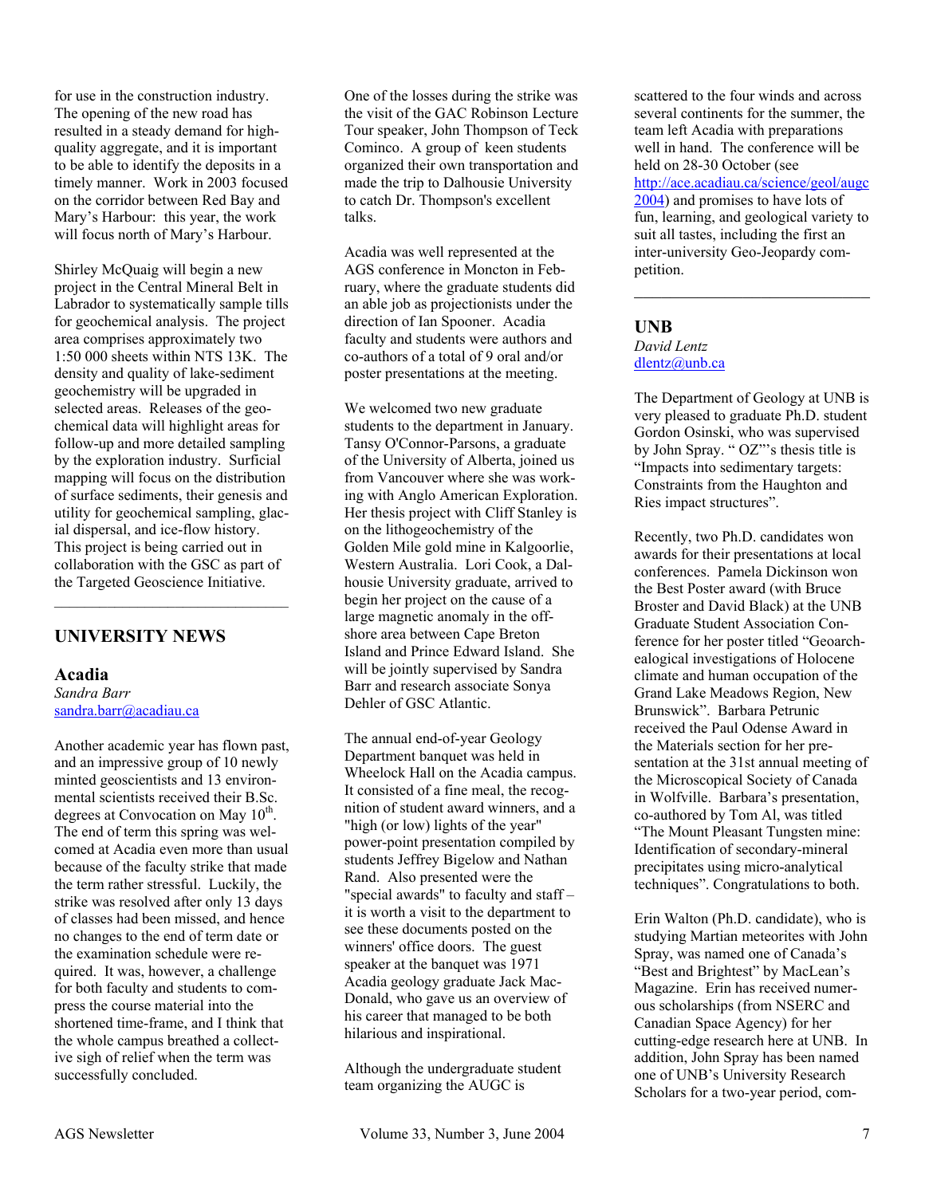for use in the construction industry. The opening of the new road has resulted in a steady demand for high-quality aggregate, and it is important to be able to identify the deposits in a timely manner. Work in 2003 focused on the corridor between Red Bay and Mary's Harbour: this year, the work will focus north of Mary's Harbour.

Shirley McQuaig will begin a new project in the Central Mineral Belt in Labrador to systematically sample tills for geochemical analysis. The project area comprises approximately two 1:50 000 sheets within NTS 13K. The density and quality of lake-sediment geochemistry will be upgraded in selected areas. Releases of the geochemical data will highlight areas for follow-up and more detailed sampling by the exploration industry. Surficial mapping will focus on the distribution of surface sediments, their genesis and utility for geochemical sampling, glacial dispersal, and ice-flow history. This project is being carried out in collaboration with the GSC as part of the Targeted Geoscience Initiative.

---

## UNIVERSITY NEWS

### Acadia

*Sandra Barr*
sandra.barr@acadiau.ca

Another academic year has flown past, and an impressive group of 10 newly minted geoscientists and 13 environmental scientists received their B.Sc. degrees at Convocation on May 10th. The end of term this spring was welcomed at Acadia even more than usual because of the faculty strike that made the term rather stressful. Luckily, the strike was resolved after only 13 days of classes had been missed, and hence no changes to the end of term date or the examination schedule were required. It was, however, a challenge for both faculty and students to compress the course material into the shortened time-frame, and I think that the whole campus breathed a collective sigh of relief when the term was successfully concluded.

One of the losses during the strike was the visit of the GAC Robinson Lecture Tour speaker, John Thompson of Teck Cominco. A group of keen students organized their own transportation and made the trip to Dalhousie University to catch Dr. Thompson's excellent talks.

Acadia was well represented at the AGS conference in Moncton in February, where the graduate students did an able job as projectionists under the direction of Ian Spooner. Acadia faculty and students were authors and co-authors of a total of 9 oral and/or poster presentations at the meeting.

We welcomed two new graduate students to the department in January. Tansy O'Connor-Parsons, a graduate of the University of Alberta, joined us from Vancouver where she was working with Anglo American Exploration. Her thesis project with Cliff Stanley is on the lithogeochemistry of the Golden Mile gold mine in Kalgoorlie, Western Australia. Lori Cook, a Dalhousie University graduate, arrived to begin her project on the cause of a large magnetic anomaly in the offshore area between Cape Breton Island and Prince Edward Island. She will be jointly supervised by Sandra Barr and research associate Sonya Dehler of GSC Atlantic.

The annual end-of-year Geology Department banquet was held in Wheelock Hall on the Acadia campus. It consisted of a fine meal, the recognition of student award winners, and a "high (or low) lights of the year" power-point presentation compiled by students Jeffrey Bigelow and Nathan Rand. Also presented were the "special awards" to faculty and staff – it is worth a visit to the department to see these documents posted on the winners' office doors. The guest speaker at the banquet was 1971 Acadia geology graduate Jack MacDonald, who gave us an overview of his career that managed to be both hilarious and inspirational.

Although the undergraduate student team organizing the AUGC is scattered to the four winds and across several continents for the summer, the team left Acadia with preparations well in hand. The conference will be held on 28-30 October (see http://ace.acadiau.ca/science/geol/augc2004) and promises to have lots of fun, learning, and geological variety to suit all tastes, including the first an inter-university Geo-Jeopardy competition.

---

### UNB

*David Lentz*
dlentz@unb.ca

The Department of Geology at UNB is very pleased to graduate Ph.D. student Gordon Osinski, who was supervised by John Spray. " OZ"'s thesis title is "Impacts into sedimentary targets: Constraints from the Haughton and Ries impact structures".

Recently, two Ph.D. candidates won awards for their presentations at local conferences. Pamela Dickinson won the Best Poster award (with Bruce Broster and David Black) at the UNB Graduate Student Association Conference for her poster titled "Geoarchealogical investigations of Holocene climate and human occupation of the Grand Lake Meadows Region, New Brunswick". Barbara Petrunic received the Paul Odense Award in the Materials section for her presentation at the 31st annual meeting of the Microscopical Society of Canada in Wolfville. Barbara's presentation, co-authored by Tom Al, was titled "The Mount Pleasant Tungsten mine: Identification of secondary-mineral precipitates using micro-analytical techniques". Congratulations to both.

Erin Walton (Ph.D. candidate), who is studying Martian meteorites with John Spray, was named one of Canada's "Best and Brightest" by MacLean's Magazine. Erin has received numerous scholarships (from NSERC and Canadian Space Agency) for her cutting-edge research here at UNB. In addition, John Spray has been named one of UNB's University Research Scholars for a two-year period, com-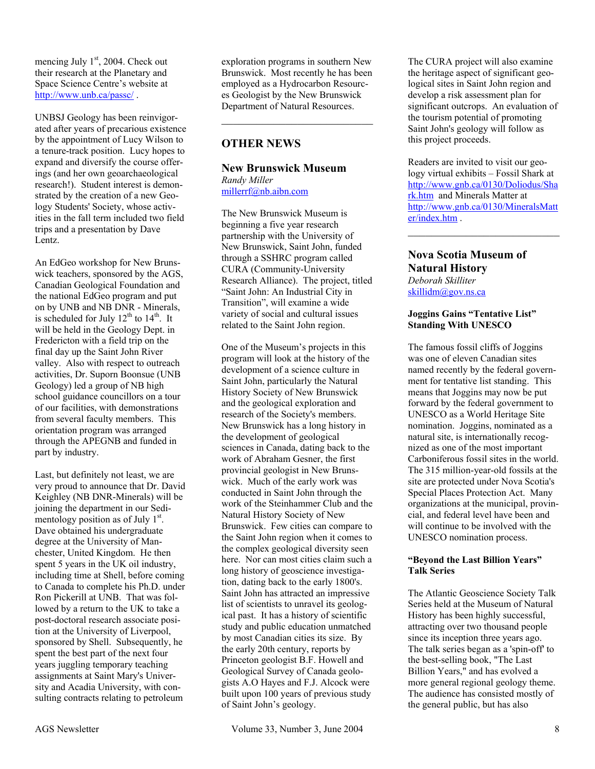mencing July 1st, 2004. Check out their research at the Planetary and Space Science Centre's website at http://www.unb.ca/passc/ .

UNBSJ Geology has been reinvigorated after years of precarious existence by the appointment of Lucy Wilson to a tenure-track position. Lucy hopes to expand and diversify the course offerings (and her own geoarchaeological research!). Student interest is demonstrated by the creation of a new Geology Students' Society, whose activities in the fall term included two field trips and a presentation by Dave Lentz.

An EdGeo workshop for New Brunswick teachers, sponsored by the AGS, Canadian Geological Foundation and the national EdGeo program and put on by UNB and NB DNR - Minerals, is scheduled for July 12th to 14th. It will be held in the Geology Dept. in Fredericton with a field trip on the final day up the Saint John River valley. Also with respect to outreach activities, Dr. Suporn Boonsue (UNB Geology) led a group of NB high school guidance councillors on a tour of our facilities, with demonstrations from several faculty members. This orientation program was arranged through the APEGNB and funded in part by industry.

Last, but definitely not least, we are very proud to announce that Dr. David Keighley (NB DNR-Minerals) will be joining the department in our Sedimentology position as of July 1st. Dave obtained his undergraduate degree at the University of Manchester, United Kingdom. He then spent 5 years in the UK oil industry, including time at Shell, before coming to Canada to complete his Ph.D. under Ron Pickerill at UNB. That was followed by a return to the UK to take a post-doctoral research associate position at the University of Liverpool, sponsored by Shell. Subsequently, he spent the best part of the next four years juggling temporary teaching assignments at Saint Mary's University and Acadia University, with consulting contracts relating to petroleum exploration programs in southern New Brunswick. Most recently he has been employed as a Hydrocarbon Resources Geologist by the New Brunswick Department of Natural Resources.

---

## OTHER NEWS

### New Brunswick Museum

*Randy Miller*
millerrf@nb.aibn.com

The New Brunswick Museum is beginning a five year research partnership with the University of New Brunswick, Saint John, funded through a SSHRC program called CURA (Community-University Research Alliance). The project, titled "Saint John: An Industrial City in Transition", will examine a wide variety of social and cultural issues related to the Saint John region.

One of the Museum's projects in this program will look at the history of the development of a science culture in Saint John, particularly the Natural History Society of New Brunswick and the geological exploration and research of the Society's members. New Brunswick has a long history in the development of geological sciences in Canada, dating back to the work of Abraham Gesner, the first provincial geologist in New Brunswick. Much of the early work was conducted in Saint John through the work of the Steinhammer Club and the Natural History Society of New Brunswick. Few cities can compare to the Saint John region when it comes to the complex geological diversity seen here. Nor can most cities claim such a long history of geoscience investigation, dating back to the early 1800's. Saint John has attracted an impressive list of scientists to unravel its geological past. It has a history of scientific study and public education unmatched by most Canadian cities its size. By the early 20th century, reports by Princeton geologist B.F. Howell and Geological Survey of Canada geologists A.O Hayes and F.J. Alcock were built upon 100 years of previous study of Saint John's geology.

The CURA project will also examine the heritage aspect of significant geological sites in Saint John region and develop a risk assessment plan for significant outcrops. An evaluation of the tourism potential of promoting Saint John's geology will follow as this project proceeds.

Readers are invited to visit our geology virtual exhibits – Fossil Shark at http://www.gnb.ca/0130/Doliodus/Shark.htm and Minerals Matter at http://www.gnb.ca/0130/MineralsMatter/index.htm .

---

### Nova Scotia Museum of Natural History

*Deborah Skilliter*
skillidm@gov.ns.ca

**Joggins Gains "Tentative List" Standing With UNESCO**

The famous fossil cliffs of Joggins was one of eleven Canadian sites named recently by the federal government for tentative list standing. This means that Joggins may now be put forward by the federal government to UNESCO as a World Heritage Site nomination. Joggins, nominated as a natural site, is internationally recognized as one of the most important Carboniferous fossil sites in the world. The 315 million-year-old fossils at the site are protected under Nova Scotia's Special Places Protection Act. Many organizations at the municipal, provincial, and federal level have been and will continue to be involved with the UNESCO nomination process.

**"Beyond the Last Billion Years" Talk Series**

The Atlantic Geoscience Society Talk Series held at the Museum of Natural History has been highly successful, attracting over two thousand people since its inception three years ago. The talk series began as a 'spin-off' to the best-selling book, "The Last Billion Years," and has evolved a more general regional geology theme. The audience has consisted mostly of the general public, but has also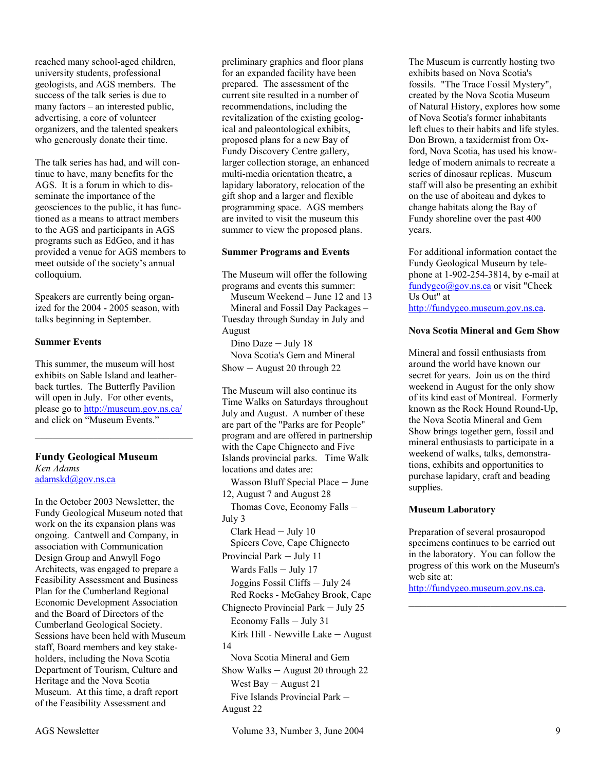reached many school-aged children, university students, professional geologists, and AGS members. The success of the talk series is due to many factors – an interested public, advertising, a core of volunteer organizers, and the talented speakers who generously donate their time.

The talk series has had, and will continue to have, many benefits for the AGS. It is a forum in which to disseminate the importance of the geosciences to the public, it has functioned as a means to attract members to the AGS and participants in AGS programs such as EdGeo, and it has provided a venue for AGS members to meet outside of the society's annual colloquium.

Speakers are currently being organized for the 2004 - 2005 season, with talks beginning in September.

### Summer Events

This summer, the museum will host exhibits on Sable Island and leatherback turtles. The Butterfly Pavilion will open in July. For other events, please go to http://museum.gov.ns.ca/ and click on "Museum Events."

---

## Fundy Geological Museum

*Ken Adams*
adamskd@gov.ns.ca

In the October 2003 Newsletter, the Fundy Geological Museum noted that work on the its expansion plans was ongoing. Cantwell and Company, in association with Communication Design Group and Anwyll Fogo Architects, was engaged to prepare a Feasibility Assessment and Business Plan for the Cumberland Regional Economic Development Association and the Board of Directors of the Cumberland Geological Society. Sessions have been held with Museum staff, Board members and key stakeholders, including the Nova Scotia Department of Tourism, Culture and Heritage and the Nova Scotia Museum. At this time, a draft report of the Feasibility Assessment and preliminary graphics and floor plans for an expanded facility have been prepared. The assessment of the current site resulted in a number of recommendations, including the revitalization of the existing geological and paleontological exhibits, proposed plans for a new Bay of Fundy Discovery Centre gallery, larger collection storage, an enhanced multi-media orientation theatre, a lapidary laboratory, relocation of the gift shop and a larger and flexible programming space. AGS members are invited to visit the museum this summer to view the proposed plans.

### Summer Programs and Events

The Museum will offer the following programs and events this summer:

- Museum Weekend – June 12 and 13
- Mineral and Fossil Day Packages – Tuesday through Sunday in July and August
- Dino Daze – July 18
- Nova Scotia's Gem and Mineral Show – August 20 through 22

The Museum will also continue its Time Walks on Saturdays throughout July and August. A number of these are part of the "Parks are for People" program and are offered in partnership with the Cape Chignecto and Five Islands provincial parks. Time Walk locations and dates are:

- Wasson Bluff Special Place – June 12, August 7 and August 28
- Thomas Cove, Economy Falls – July 3
- Clark Head – July 10
- Spicers Cove, Cape Chignecto Provincial Park – July 11
- Wards Falls – July 17
- Joggins Fossil Cliffs – July 24
- Red Rocks - McGahey Brook, Cape Chignecto Provincial Park – July 25
- Economy Falls – July 31
- Kirk Hill - Newville Lake – August 14
- Nova Scotia Mineral and Gem Show Walks – August 20 through 22
- West Bay – August 21
- Five Islands Provincial Park – August 22

The Museum is currently hosting two exhibits based on Nova Scotia's fossils. "The Trace Fossil Mystery", created by the Nova Scotia Museum of Natural History, explores how some of Nova Scotia's former inhabitants left clues to their habits and life styles. Don Brown, a taxidermist from Oxford, Nova Scotia, has used his knowledge of modern animals to recreate a series of dinosaur replicas. Museum staff will also be presenting an exhibit on the use of aboiteau and dykes to change habitats along the Bay of Fundy shoreline over the past 400 years.

For additional information contact the Fundy Geological Museum by telephone at 1-902-254-3814, by e-mail at fundygeo@gov.ns.ca or visit "Check Us Out" at http://fundygeo.museum.gov.ns.ca.

### Nova Scotia Mineral and Gem Show

Mineral and fossil enthusiasts from around the world have known our secret for years. Join us on the third weekend in August for the only show of its kind east of Montreal. Formerly known as the Rock Hound Round-Up, the Nova Scotia Mineral and Gem Show brings together gem, fossil and mineral enthusiasts to participate in a weekend of walks, talks, demonstrations, exhibits and opportunities to purchase lapidary, craft and beading supplies.

### Museum Laboratory

Preparation of several prosauropod specimens continues to be carried out in the laboratory. You can follow the progress of this work on the Museum's web site at: http://fundygeo.museum.gov.ns.ca.

---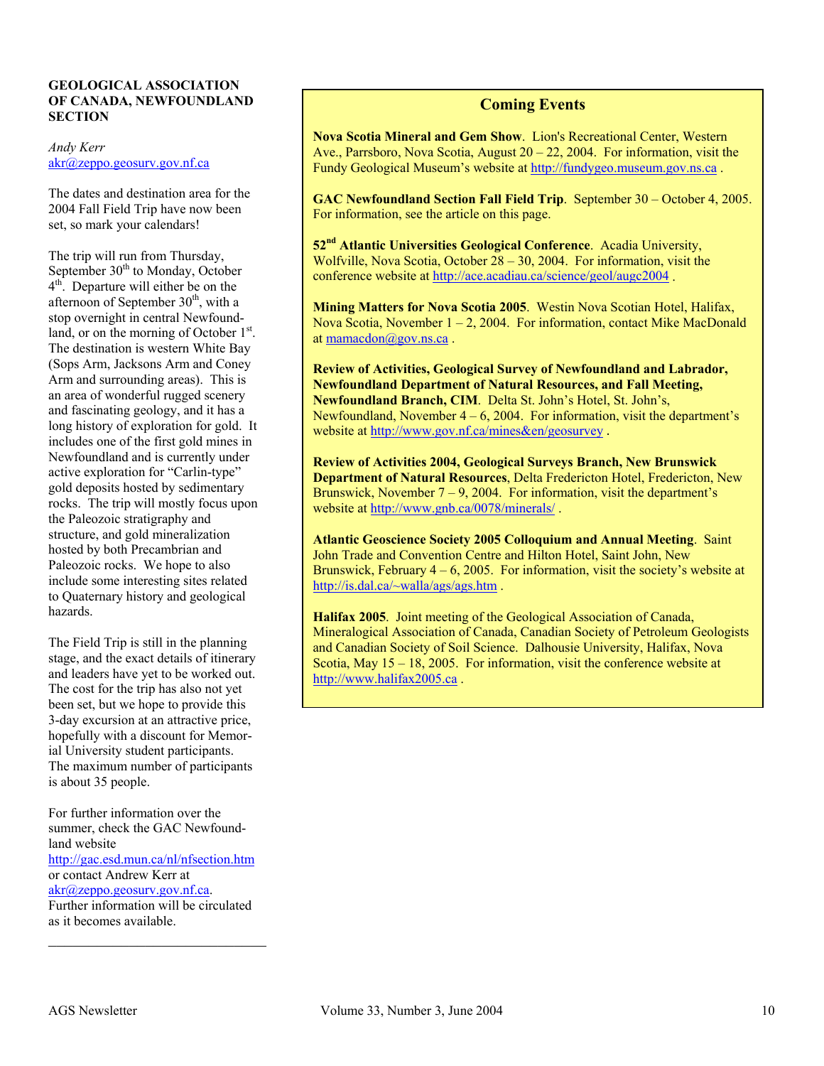**GEOLOGICAL ASSOCIATION OF CANADA, NEWFOUNDLAND SECTION**

*Andy Kerr*
akr@zeppo.geosurv.gov.nf.ca

The dates and destination area for the 2004 Fall Field Trip have now been set, so mark your calendars!

The trip will run from Thursday, September 30th to Monday, October 4th. Departure will either be on the afternoon of September 30th, with a stop overnight in central Newfoundland, or on the morning of October 1st. The destination is western White Bay (Sops Arm, Jacksons Arm and Coney Arm and surrounding areas). This is an area of wonderful rugged scenery and fascinating geology, and it has a long history of exploration for gold. It includes one of the first gold mines in Newfoundland and is currently under active exploration for "Carlin-type" gold deposits hosted by sedimentary rocks. The trip will mostly focus upon the Paleozoic stratigraphy and structure, and gold mineralization hosted by both Precambrian and Paleozoic rocks. We hope to also include some interesting sites related to Quaternary history and geological hazards.

The Field Trip is still in the planning stage, and the exact details of itinerary and leaders have yet to be worked out. The cost for the trip has also not yet been set, but we hope to provide this 3-day excursion at an attractive price, hopefully with a discount for Memorial University student participants. The maximum number of participants is about 35 people.

For further information over the summer, check the GAC Newfoundland website http://gac.esd.mun.ca/nl/nfsection.htm or contact Andrew Kerr at akr@zeppo.geosurv.gov.nf.ca. Further information will be circulated as it becomes available.

## Coming Events

**Nova Scotia Mineral and Gem Show**. Lion's Recreational Center, Western Ave., Parrsboro, Nova Scotia, August 20 – 22, 2004. For information, visit the Fundy Geological Museum's website at http://fundygeo.museum.gov.ns.ca .

**GAC Newfoundland Section Fall Field Trip**. September 30 – October 4, 2005. For information, see the article on this page.

**52nd Atlantic Universities Geological Conference**. Acadia University, Wolfville, Nova Scotia, October 28 – 30, 2004. For information, visit the conference website at http://ace.acadiau.ca/science/geol/augc2004 .

**Mining Matters for Nova Scotia 2005**. Westin Nova Scotian Hotel, Halifax, Nova Scotia, November 1 – 2, 2004. For information, contact Mike MacDonald at mamacdon@gov.ns.ca .

**Review of Activities, Geological Survey of Newfoundland and Labrador, Newfoundland Department of Natural Resources, and Fall Meeting, Newfoundland Branch, CIM**. Delta St. John's Hotel, St. John's, Newfoundland, November 4 – 6, 2004. For information, visit the department's website at http://www.gov.nf.ca/mines&en/geosurvey .

**Review of Activities 2004, Geological Surveys Branch, New Brunswick Department of Natural Resources**, Delta Fredericton Hotel, Fredericton, New Brunswick, November 7 – 9, 2004. For information, visit the department's website at http://www.gnb.ca/0078/minerals/ .

**Atlantic Geoscience Society 2005 Colloquium and Annual Meeting**. Saint John Trade and Convention Centre and Hilton Hotel, Saint John, New Brunswick, February 4 – 6, 2005. For information, visit the society's website at http://is.dal.ca/~walla/ags/ags.htm .

**Halifax 2005**. Joint meeting of the Geological Association of Canada, Mineralogical Association of Canada, Canadian Society of Petroleum Geologists and Canadian Society of Soil Science. Dalhousie University, Halifax, Nova Scotia, May 15 – 18, 2005. For information, visit the conference website at http://www.halifax2005.ca .